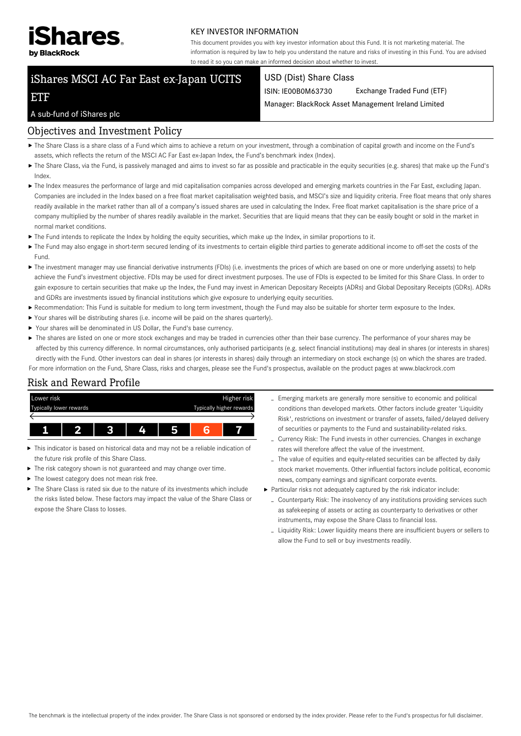iShares by BlackRock

KEY INVESTOR INFORMATION

This document provides you with key investor information about this Fund. It is not marketing material. The information is required by law to help you understand the nature and risks of investing in this Fund. You are advised to read it so you can make an informed decision about whether to invest.

# iShares MSCI AC Far East ex-Japan UCITS ETF

A sub-fund of iShares plc

USD (Dist) Share Class

ISIN: IE00B0M63730 Exchange Traded Fund (ETF)

Manager: BlackRock Asset Management Ireland Limited

## Objectives and Investment Policy

- The Share Class is a share class of a Fund which aims to achieve a return on your investment, through a combination of capital growth and income on the Fund's assets, which reflects the return of the MSCI AC Far East ex-Japan Index, the Fund's benchmark index (Index).
- The Share Class, via the Fund, is passively managed and aims to invest so far as possible and practicable in the equity securities (e.g. shares) that make up the Fund's Index.
- The Index measures the performance of large and mid capitalisation companies across developed and emerging markets countries in the Far East, excluding Japan. Companies are included in the Index based on a free float market capitalisation weighted basis, and MSCI's size and liquidity criteria. Free float means that only shares readily available in the market rather than all of a company's issued shares are used in calculating the Index. Free float market capitalisation is the share price of a company multiplied by the number of shares readily available in the market. Securities that are liquid means that they can be easily bought or sold in the market in normal market conditions.
- The Fund intends to replicate the Index by holding the equity securities, which make up the Index, in similar proportions to it.
- The Fund may also engage in short-term secured lending of its investments to certain eligible third parties to generate additional income to off-set the costs of the Fund.
- The investment manager may use financial derivative instruments (FDIs) (i.e. investments the prices of which are based on one or more underlying assets) to help achieve the Fund's investment objective. FDIs may be used for direct investment purposes. The use of FDIs is expected to be limited for this Share Class. In order to gain exposure to certain securities that make up the Index, the Fund may invest in American Depositary Receipts (ADRs) and Global Depositary Receipts (GDRs). ADRs and GDRs are investments issued by financial institutions which give exposure to underlying equity securities.
- Recommendation: This Fund is suitable for medium to long term investment, though the Fund may also be suitable for shorter term exposure to the Index.
- Your shares will be distributing shares (i.e. income will be paid on the shares quarterly).
- Your shares will be denominated in US Dollar, the Fund's base currency.
- The shares are listed on one or more stock exchanges and may be traded in currencies other than their base currency. The performance of your shares may be affected by this currency difference. In normal circumstances, only authorised participants (e.g. select financial institutions) may deal in shares (or interests in shares) directly with the Fund. Other investors can deal in shares (or interests in shares) daily through an intermediary on stock exchange (s) on which the shares are traded.

For more information on the Fund, Share Class, risks and charges, please see the Fund's prospectus, available on the product pages at www.blackrock.com

## Risk and Reward Profile

| Lower risk<br>Typically lower rewards | | | | | | Higher risk<br>Typically higher rewards |
|---|---|---|---|---|---|---|
| 1 | 2 | 3 | 4 | 5 | **6** | 7 |

- This indicator is based on historical data and may not be a reliable indication of the future risk profile of this Share Class.
- The risk category shown is not guaranteed and may change over time.
- The lowest category does not mean risk free.
- The Share Class is rated six due to the nature of its investments which include the risks listed below. These factors may impact the value of the Share Class or expose the Share Class to losses.
  - Emerging markets are generally more sensitive to economic and political conditions than developed markets. Other factors include greater 'Liquidity Risk', restrictions on investment or transfer of assets, failed/delayed delivery of securities or payments to the Fund and sustainability-related risks.
  - Currency Risk: The Fund invests in other currencies. Changes in exchange rates will therefore affect the value of the investment.
  - The value of equities and equity-related securities can be affected by daily stock market movements. Other influential factors include political, economic news, company earnings and significant corporate events.
- Particular risks not adequately captured by the risk indicator include:
  - Counterparty Risk: The insolvency of any institutions providing services such as safekeeping of assets or acting as counterparty to derivatives or other instruments, may expose the Share Class to financial loss.
  - Liquidity Risk: Lower liquidity means there are insufficient buyers or sellers to allow the Fund to sell or buy investments readily.

The benchmark is the intellectual property of the index provider. The Share Class is not sponsored or endorsed by the index provider. Please refer to the Fund's prospectus for full disclaimer.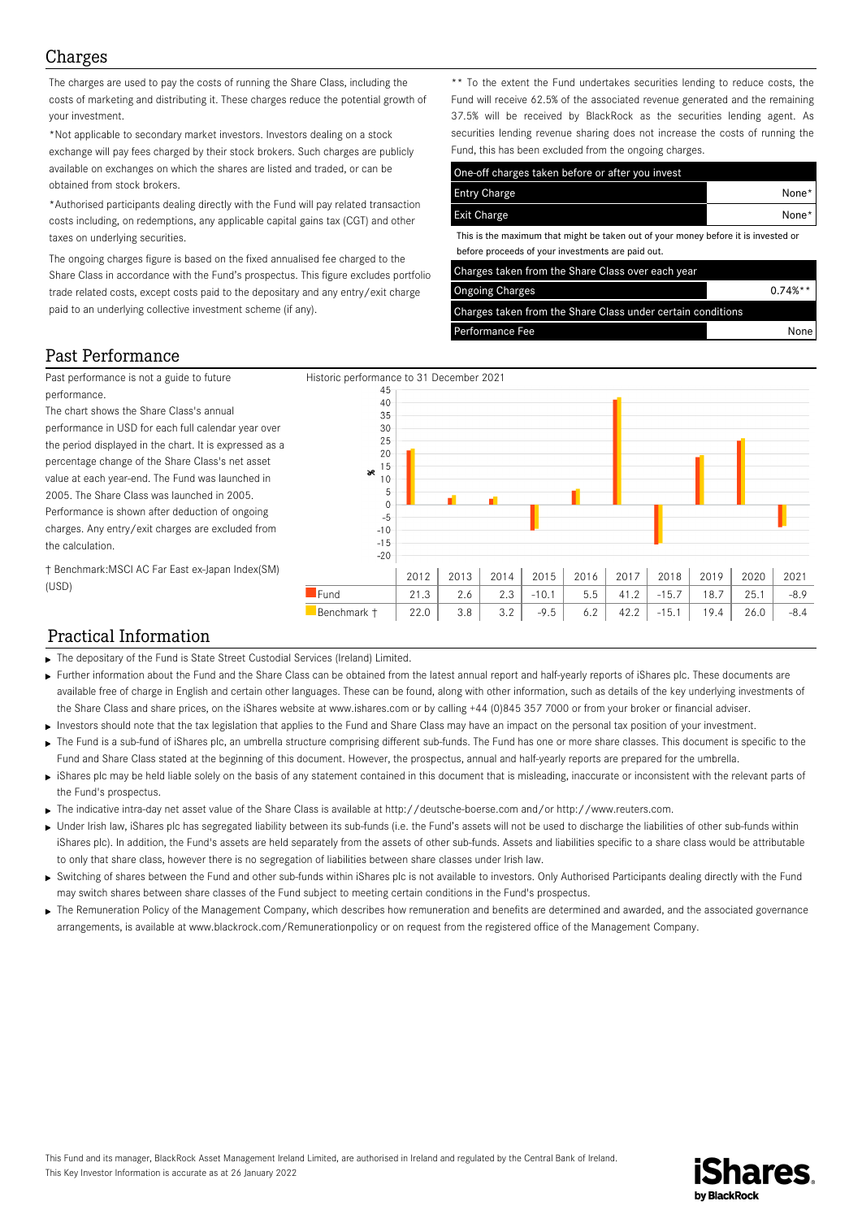## Charges

The charges are used to pay the costs of running the Share Class, including the costs of marketing and distributing it. These charges reduce the potential growth of your investment.

*Not applicable to secondary market investors. Investors dealing on a stock exchange will pay fees charged by their stock brokers. Such charges are publicly available on exchanges on which the shares are listed and traded, or can be obtained from stock brokers.

*Authorised participants dealing directly with the Fund will pay related transaction costs including, on redemptions, any applicable capital gains tax (CGT) and other taxes on underlying securities.

The ongoing charges figure is based on the fixed annualised fee charged to the Share Class in accordance with the Fund's prospectus. This figure excludes portfolio trade related costs, except costs paid to the depositary and any entry/exit charge paid to an underlying collective investment scheme (if any).

** To the extent the Fund undertakes securities lending to reduce costs, the Fund will receive 62.5% of the associated revenue generated and the remaining 37.5% will be received by BlackRock as the securities lending agent. As securities lending revenue sharing does not increase the costs of running the Fund, this has been excluded from the ongoing charges.

| One-off charges taken before or after you invest | |
|---|---|
| Entry Charge | None* |
| Exit Charge | None* |

This is the maximum that might be taken out of your money before it is invested or before proceeds of your investments are paid out.

| Charges taken from the Share Class over each year | |
|---|---|
| Ongoing Charges | 0.74%** |
| **Charges taken from the Share Class under certain conditions** | |
| Performance Fee | None |

## Past Performance

Past performance is not a guide to future performance.

The chart shows the Share Class's annual performance in USD for each full calendar year over the period displayed in the chart. It is expressed as a percentage change of the Share Class's net asset value at each year-end. The Fund was launched in 2005. The Share Class was launched in 2005.

Performance is shown after deduction of ongoing charges. Any entry/exit charges are excluded from the calculation.

† Benchmark:MSCI AC Far East ex-Japan Index(SM) (USD)

Historic performance to 31 December 2021

%

45
40
35
30
25
20
15
10
5
0
-5
-10
-15
-20

| | 2012 | 2013 | 2014 | 2015 | 2016 | 2017 | 2018 | 2019 | 2020 | 2021 |
|---|---|---|---|---|---|---|---|---|---|---|
| Fund | 21.3 | 2.6 | 2.3 | -10.1 | 5.5 | 41.2 | -15.7 | 18.7 | 25.1 | -8.9 |
| Benchmark † | 22.0 | 3.8 | 3.2 | -9.5 | 6.2 | 42.2 | -15.1 | 19.4 | 26.0 | -8.4 |

## Practical Information

- The depositary of the Fund is State Street Custodial Services (Ireland) Limited.
- Further information about the Fund and the Share Class can be obtained from the latest annual report and half-yearly reports of iShares plc. These documents are available free of charge in English and certain other languages. These can be found, along with other information, such as details of the key underlying investments of the Share Class and share prices, on the iShares website at www.ishares.com or by calling +44 (0)845 357 7000 or from your broker or financial adviser.
- Investors should note that the tax legislation that applies to the Fund and Share Class may have an impact on the personal tax position of your investment.
- The Fund is a sub-fund of iShares plc, an umbrella structure comprising different sub-funds. The Fund has one or more share classes. This document is specific to the Fund and Share Class stated at the beginning of this document. However, the prospectus, annual and half-yearly reports are prepared for the umbrella.
- iShares plc may be held liable solely on the basis of any statement contained in this document that is misleading, inaccurate or inconsistent with the relevant parts of the Fund's prospectus.
- The indicative intra-day net asset value of the Share Class is available at http://deutsche-boerse.com and/or http://www.reuters.com.
- Under Irish law, iShares plc has segregated liability between its sub-funds (i.e. the Fund's assets will not be used to discharge the liabilities of other sub-funds within iShares plc). In addition, the Fund's assets are held separately from the assets of other sub-funds. Assets and liabilities specific to a share class would be attributable to only that share class, however there is no segregation of liabilities between share classes under Irish law.
- Switching of shares between the Fund and other sub-funds within iShares plc is not available to investors. Only Authorised Participants dealing directly with the Fund may switch shares between share classes of the Fund subject to meeting certain conditions in the Fund's prospectus.
- The Remuneration Policy of the Management Company, which describes how remuneration and benefits are determined and awarded, and the associated governance arrangements, is available at www.blackrock.com/Remunerationpolicy or on request from the registered office of the Management Company.

This Fund and its manager, BlackRock Asset Management Ireland Limited, are authorised in Ireland and regulated by the Central Bank of Ireland.
This Key Investor Information is accurate as at 26 January 2022

iShares by BlackRock